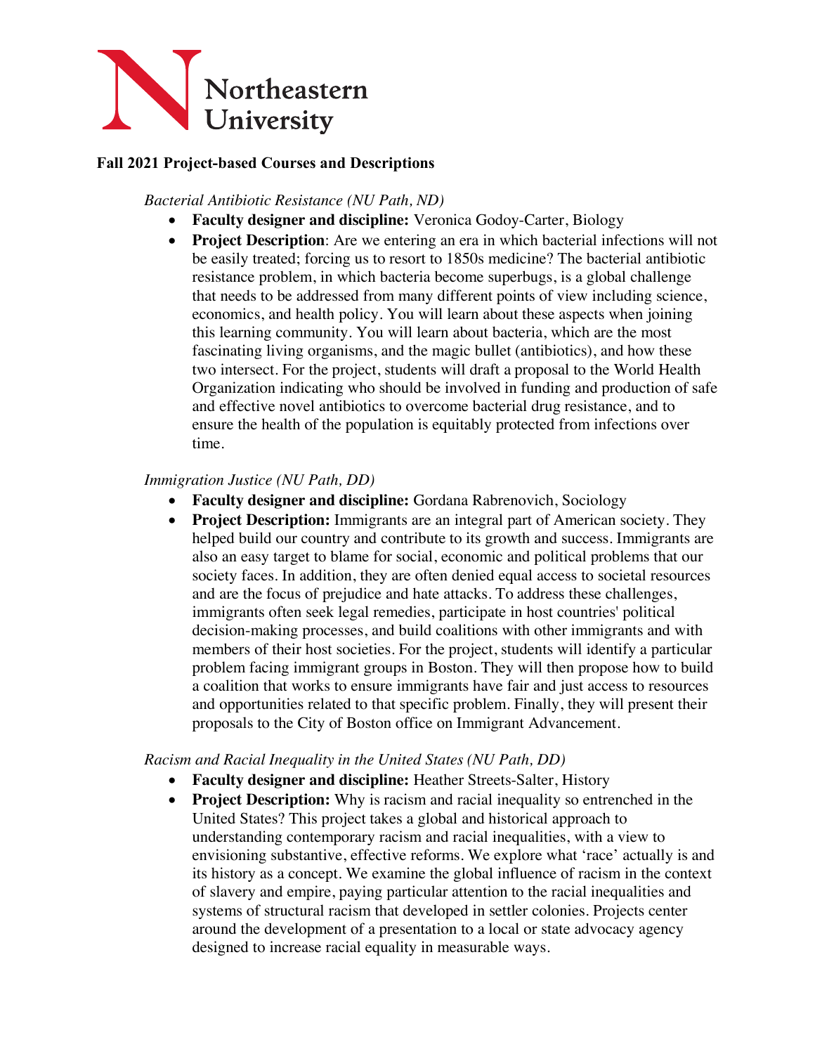Northeastern University

**Fall 2021 Project-based Courses and Descriptions**

*Bacterial Antibiotic Resistance (NU Path, ND)*

- **Faculty designer and discipline:** Veronica Godoy-Carter, Biology
- **Project Description**: Are we entering an era in which bacterial infections will not be easily treated; forcing us to resort to 1850s medicine? The bacterial antibiotic resistance problem, in which bacteria become superbugs, is a global challenge that needs to be addressed from many different points of view including science, economics, and health policy. You will learn about these aspects when joining this learning community. You will learn about bacteria, which are the most fascinating living organisms, and the magic bullet (antibiotics), and how these two intersect. For the project, students will draft a proposal to the World Health Organization indicating who should be involved in funding and production of safe and effective novel antibiotics to overcome bacterial drug resistance, and to ensure the health of the population is equitably protected from infections over time.

*Immigration Justice (NU Path, DD)*

- **Faculty designer and discipline:** Gordana Rabrenovich, Sociology
- **Project Description:** Immigrants are an integral part of American society. They helped build our country and contribute to its growth and success. Immigrants are also an easy target to blame for social, economic and political problems that our society faces. In addition, they are often denied equal access to societal resources and are the focus of prejudice and hate attacks. To address these challenges, immigrants often seek legal remedies, participate in host countries' political decision-making processes, and build coalitions with other immigrants and with members of their host societies. For the project, students will identify a particular problem facing immigrant groups in Boston. They will then propose how to build a coalition that works to ensure immigrants have fair and just access to resources and opportunities related to that specific problem. Finally, they will present their proposals to the City of Boston office on Immigrant Advancement.

*Racism and Racial Inequality in the United States (NU Path, DD)*

- **Faculty designer and discipline:** Heather Streets-Salter, History
- **Project Description:** Why is racism and racial inequality so entrenched in the United States? This project takes a global and historical approach to understanding contemporary racism and racial inequalities, with a view to envisioning substantive, effective reforms. We explore what 'race' actually is and its history as a concept. We examine the global influence of racism in the context of slavery and empire, paying particular attention to the racial inequalities and systems of structural racism that developed in settler colonies. Projects center around the development of a presentation to a local or state advocacy agency designed to increase racial equality in measurable ways.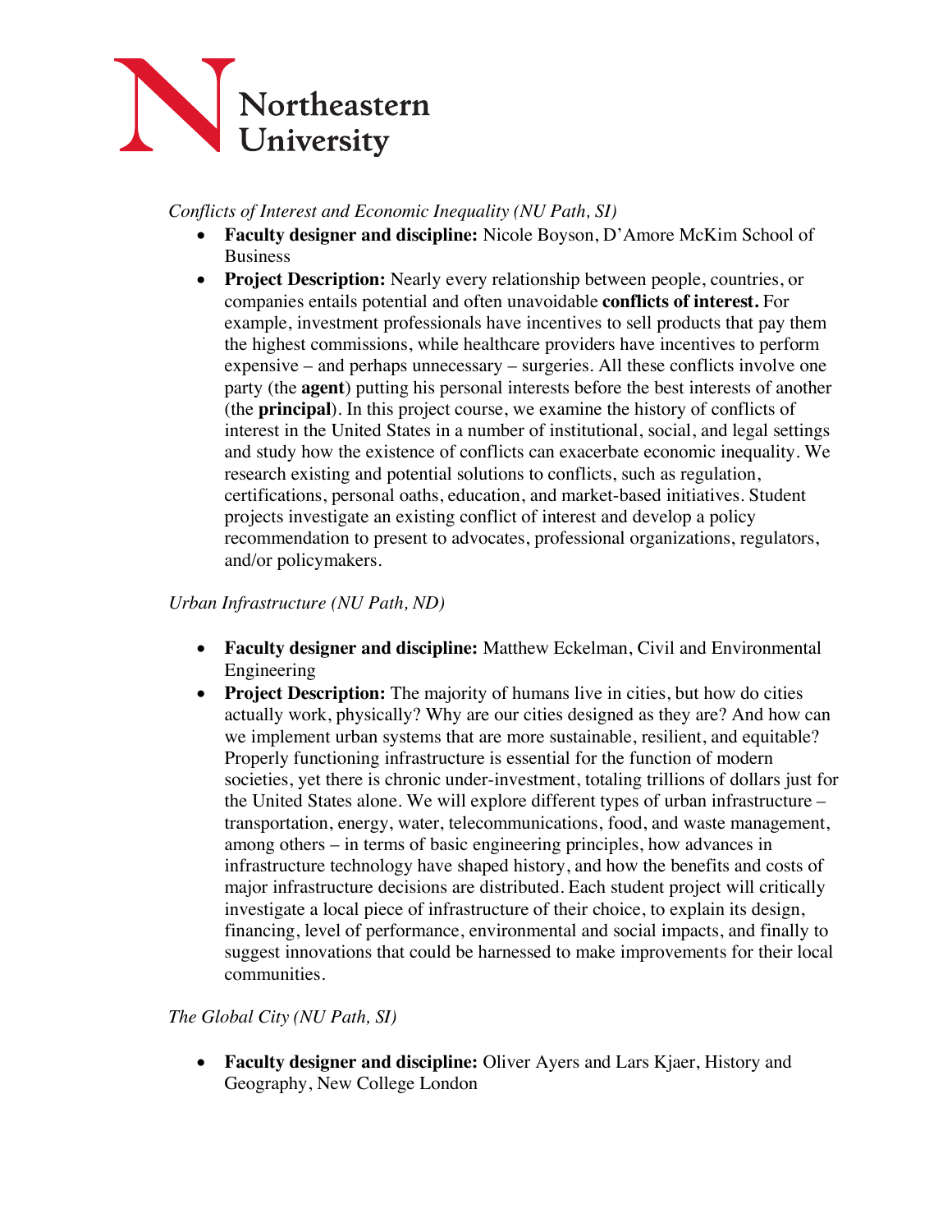*Conflicts of Interest and Economic Inequality (NU Path, SI)*

- **Faculty designer and discipline:** Nicole Boyson, D'Amore McKim School of Business
- **Project Description:** Nearly every relationship between people, countries, or companies entails potential and often unavoidable **conflicts of interest.** For example, investment professionals have incentives to sell products that pay them the highest commissions, while healthcare providers have incentives to perform expensive – and perhaps unnecessary – surgeries. All these conflicts involve one party (the **agent**) putting his personal interests before the best interests of another (the **principal**). In this project course, we examine the history of conflicts of interest in the United States in a number of institutional, social, and legal settings and study how the existence of conflicts can exacerbate economic inequality. We research existing and potential solutions to conflicts, such as regulation, certifications, personal oaths, education, and market-based initiatives. Student projects investigate an existing conflict of interest and develop a policy recommendation to present to advocates, professional organizations, regulators, and/or policymakers.

*Urban Infrastructure (NU Path, ND)*

- **Faculty designer and discipline:** Matthew Eckelman, Civil and Environmental Engineering
- **Project Description:** The majority of humans live in cities, but how do cities actually work, physically? Why are our cities designed as they are? And how can we implement urban systems that are more sustainable, resilient, and equitable? Properly functioning infrastructure is essential for the function of modern societies, yet there is chronic under-investment, totaling trillions of dollars just for the United States alone. We will explore different types of urban infrastructure – transportation, energy, water, telecommunications, food, and waste management, among others – in terms of basic engineering principles, how advances in infrastructure technology have shaped history, and how the benefits and costs of major infrastructure decisions are distributed. Each student project will critically investigate a local piece of infrastructure of their choice, to explain its design, financing, level of performance, environmental and social impacts, and finally to suggest innovations that could be harnessed to make improvements for their local communities.

*The Global City (NU Path, SI)*

- **Faculty designer and discipline:** Oliver Ayers and Lars Kjaer, History and Geography, New College London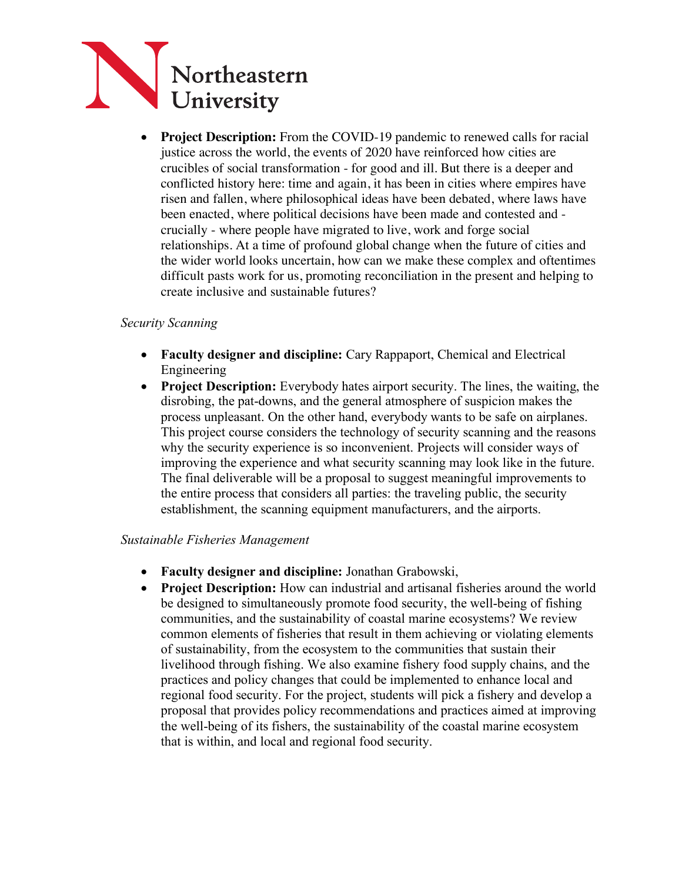- **Project Description:** From the COVID-19 pandemic to renewed calls for racial justice across the world, the events of 2020 have reinforced how cities are crucibles of social transformation - for good and ill. But there is a deeper and conflicted history here: time and again, it has been in cities where empires have risen and fallen, where philosophical ideas have been debated, where laws have been enacted, where political decisions have been made and contested and - crucially - where people have migrated to live, work and forge social relationships. At a time of profound global change when the future of cities and the wider world looks uncertain, how can we make these complex and oftentimes difficult pasts work for us, promoting reconciliation in the present and helping to create inclusive and sustainable futures?

*Security Scanning*

- **Faculty designer and discipline:** Cary Rappaport, Chemical and Electrical Engineering
- **Project Description:** Everybody hates airport security. The lines, the waiting, the disrobing, the pat-downs, and the general atmosphere of suspicion makes the process unpleasant. On the other hand, everybody wants to be safe on airplanes. This project course considers the technology of security scanning and the reasons why the security experience is so inconvenient. Projects will consider ways of improving the experience and what security scanning may look like in the future. The final deliverable will be a proposal to suggest meaningful improvements to the entire process that considers all parties: the traveling public, the security establishment, the scanning equipment manufacturers, and the airports.

*Sustainable Fisheries Management*

- **Faculty designer and discipline:** Jonathan Grabowski,
- **Project Description:** How can industrial and artisanal fisheries around the world be designed to simultaneously promote food security, the well-being of fishing communities, and the sustainability of coastal marine ecosystems? We review common elements of fisheries that result in them achieving or violating elements of sustainability, from the ecosystem to the communities that sustain their livelihood through fishing. We also examine fishery food supply chains, and the practices and policy changes that could be implemented to enhance local and regional food security. For the project, students will pick a fishery and develop a proposal that provides policy recommendations and practices aimed at improving the well-being of its fishers, the sustainability of the coastal marine ecosystem that is within, and local and regional food security.